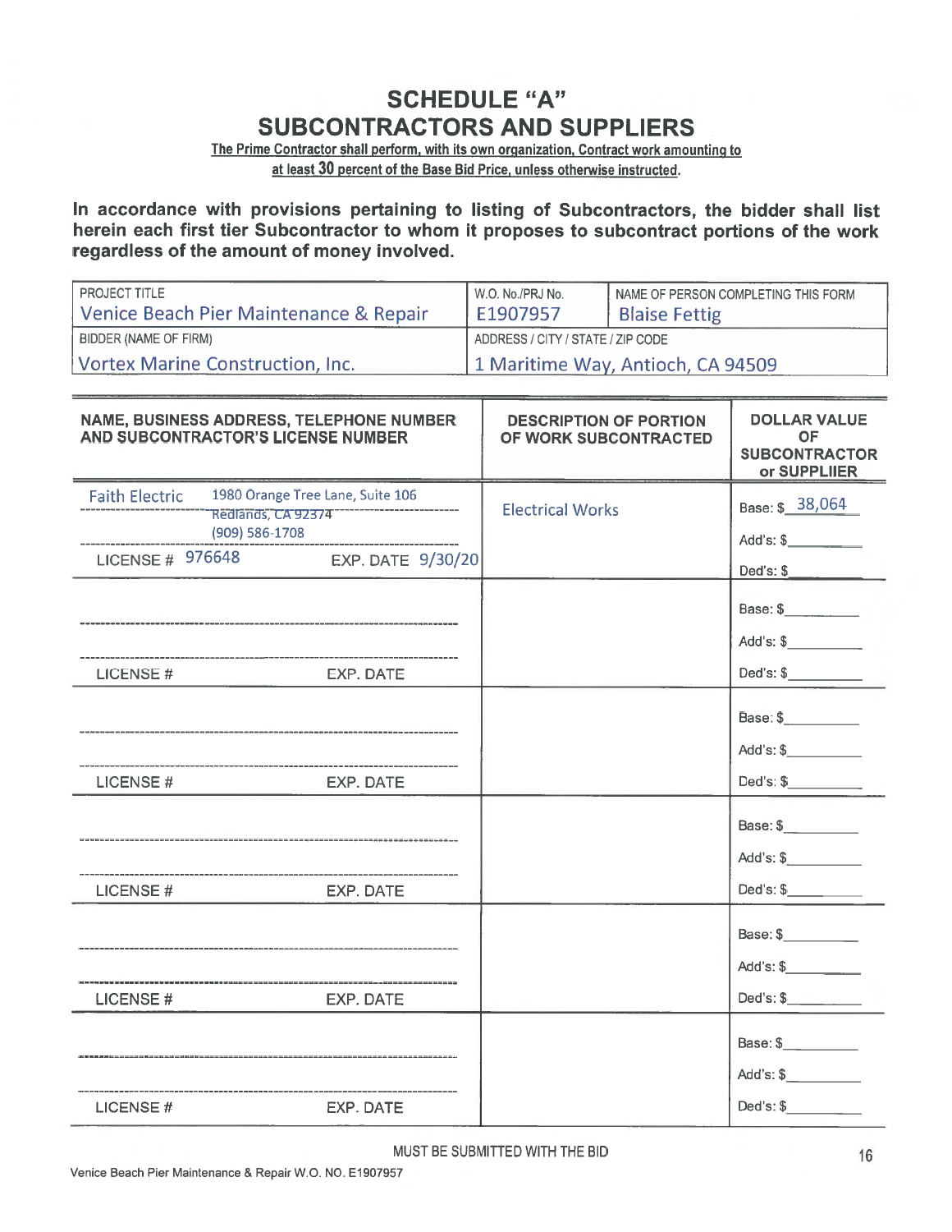# SCHEDULE "A"
# SUBCONTRACTORS AND SUPPLIERS

**The Prime Contractor shall perform, with its own organization, Contract work amounting to at least 30 percent of the Base Bid Price, unless otherwise instructed.**

**In accordance with provisions pertaining to listing of Subcontractors, the bidder shall list herein each first tier Subcontractor to whom it proposes to subcontract portions of the work regardless of the amount of money involved.**

| PROJECT TITLE | W.O. No./PRJ No. | NAME OF PERSON COMPLETING THIS FORM |
|---|---|---|
| Venice Beach Pier Maintenance & Repair | E1907957 | Blaise Fettig |
| **BIDDER (NAME OF FIRM)** | **ADDRESS / CITY / STATE / ZIP CODE** | |
| Vortex Marine Construction, Inc. | 1 Maritime Way, Antioch, CA 94509 | |

| NAME, BUSINESS ADDRESS, TELEPHONE NUMBER AND SUBCONTRACTOR'S LICENSE NUMBER | DESCRIPTION OF PORTION OF WORK SUBCONTRACTED | DOLLAR VALUE OF SUBCONTRACTOR or SUPPLIIER |
|---|---|---|
| Faith Electric 1980 Orange Tree Lane, Suite 106 Redlands, CA 92374 (909) 586-1708 LICENSE # 976648 EXP. DATE 9/30/20 | Electrical Works | Base: $ 38,064 Add's: $ Ded's: $ |
| LICENSE # EXP. DATE | | Base: $ Add's: $ Ded's: $ |
| LICENSE # EXP. DATE | | Base: $ Add's: $ Ded's: $ |
| LICENSE # EXP. DATE | | Base: $ Add's: $ Ded's: $ |
| LICENSE # EXP. DATE | | Base: $ Add's: $ Ded's: $ |
| LICENSE # EXP. DATE | | Base: $ Add's: $ Ded's: $ |

MUST BE SUBMITTED WITH THE BID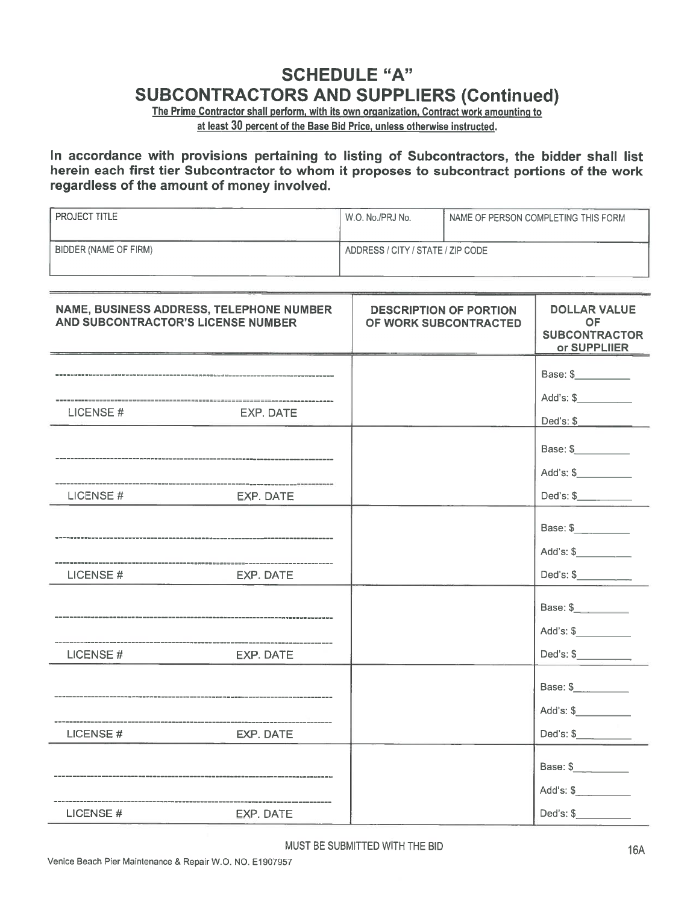## SCHEDULE "A"
## SUBCONTRACTORS AND SUPPLIERS (Continued)

**The Prime Contractor shall perform, with its own organization, Contract work amounting to at least 30 percent of the Base Bid Price, unless otherwise instructed.**

**In accordance with provisions pertaining to listing of Subcontractors, the bidder shall list herein each first tier Subcontractor to whom it proposes to subcontract portions of the work regardless of the amount of money involved.**

| PROJECT TITLE | W.O. No./PRJ No. | NAME OF PERSON COMPLETING THIS FORM |
|---|---|---|
| BIDDER (NAME OF FIRM) | ADDRESS / CITY / STATE / ZIP CODE | |

| NAME, BUSINESS ADDRESS, TELEPHONE NUMBER AND SUBCONTRACTOR'S LICENSE NUMBER | DESCRIPTION OF PORTION OF WORK SUBCONTRACTED | DOLLAR VALUE OF SUBCONTRACTOR or SUPPLIIER |
|---|---|---|
| LICENSE # EXP. DATE | | Base: $ Add's: $ Ded's: $ |
| LICENSE # EXP. DATE | | Base: $ Add's: $ Ded's: $ |
| LICENSE # EXP. DATE | | Base: $ Add's: $ Ded's: $ |
| LICENSE # EXP. DATE | | Base: $ Add's: $ Ded's: $ |
| LICENSE # EXP. DATE | | Base: $ Add's: $ Ded's: $ |
| LICENSE # EXP. DATE | | Base: $ Add's: $ Ded's: $ |

MUST BE SUBMITTED WITH THE BID

Venice Beach Pier Maintenance & Repair W.O. NO. E1907957